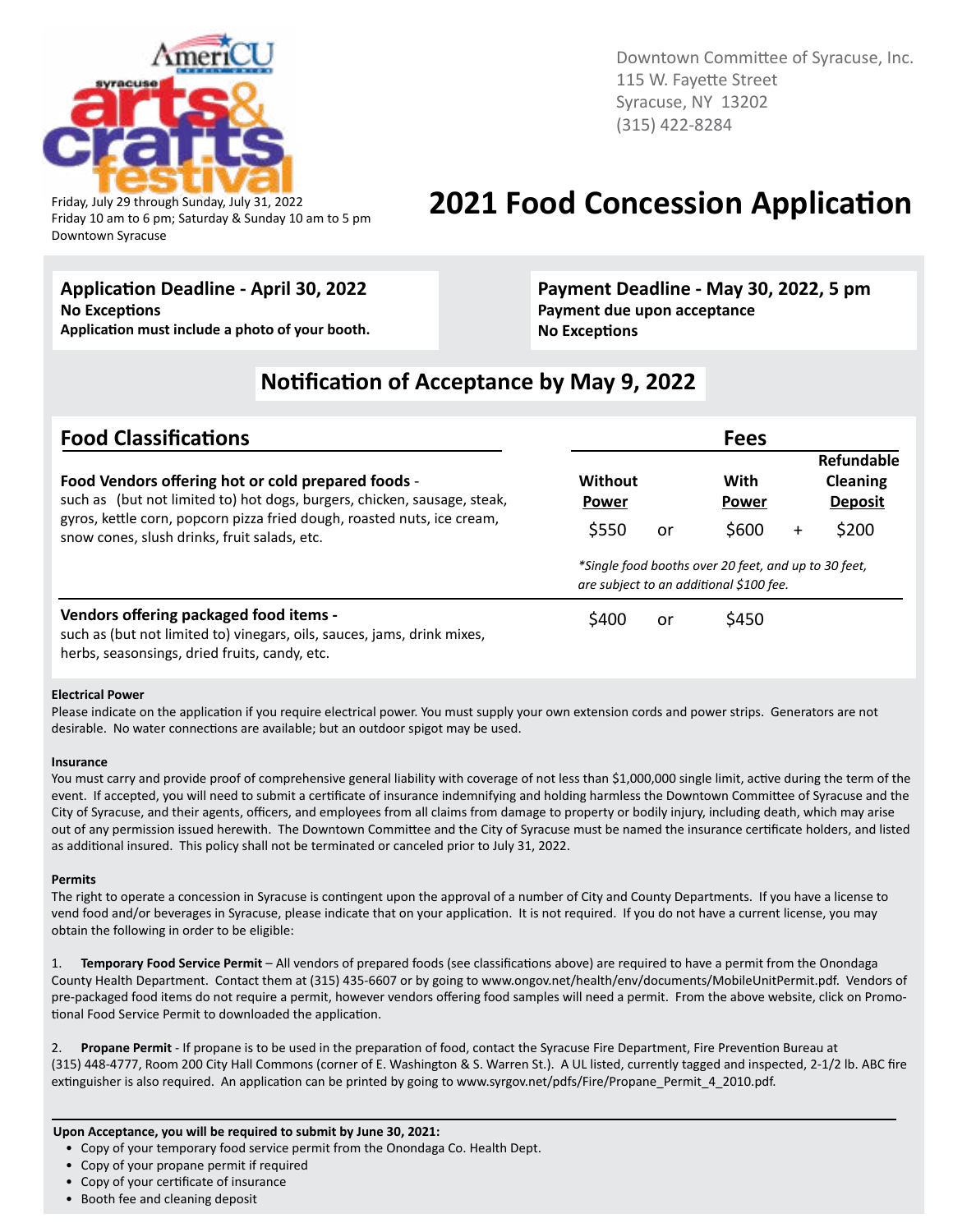Friday, July 29 through Sunday, July 31, 2022
Friday 10 am to 6 pm; Saturday & Sunday 10 am to 5 pm
Downtown Syracuse

Downtown Committee of Syracuse, Inc.
115 W. Fayette Street
Syracuse, NY 13202
(315) 422-8284

# 2021 Food Concession Application

**Application Deadline - April 30, 2022**
**No Exceptions**
**Application must include a photo of your booth.**

**Payment Deadline - May 30, 2022, 5 pm**
**Payment due upon acceptance**
**No Exceptions**

## Notification of Acceptance by May 9, 2022

| Food Classifications | Fees: Without Power | | With Power | | Refundable Cleaning Deposit |
|---|---|---|---|---|---|
| **Food Vendors offering hot or cold prepared foods** - such as (but not limited to) hot dogs, burgers, chicken, sausage, steak, gyros, kettle corn, popcorn pizza fried dough, roasted nuts, ice cream, snow cones, slush drinks, fruit salads, etc. | $550 | or | $600 | + | $200 |
| | *\*Single food booths over 20 feet, and up to 30 feet, are subject to an additional $100 fee.* | | | | |
| **Vendors offering packaged food items** - such as (but not limited to) vinegars, oils, sauces, jams, drink mixes, herbs, seasonings, dried fruits, candy, etc. | $400 | or | $450 | | |

**Electrical Power**
Please indicate on the application if you require electrical power. You must supply your own extension cords and power strips. Generators are not desirable. No water connections are available; but an outdoor spigot may be used.

**Insurance**
You must carry and provide proof of comprehensive general liability with coverage of not less than $1,000,000 single limit, active during the term of the event. If accepted, you will need to submit a certificate of insurance indemnifying and holding harmless the Downtown Committee of Syracuse and the City of Syracuse, and their agents, officers, and employees from all claims from damage to property or bodily injury, including death, which may arise out of any permission issued herewith. The Downtown Committee and the City of Syracuse must be named the insurance certificate holders, and listed as additional insured. This policy shall not be terminated or canceled prior to July 31, 2022.

**Permits**
The right to operate a concession in Syracuse is contingent upon the approval of a number of City and County Departments. If you have a license to vend food and/or beverages in Syracuse, please indicate that on your application. It is not required. If you do not have a current license, you may obtain the following in order to be eligible:

1. **Temporary Food Service Permit** – All vendors of prepared foods (see classifications above) are required to have a permit from the Onondaga County Health Department. Contact them at (315) 435-6607 or by going to www.ongov.net/health/env/documents/MobileUnitPermit.pdf. Vendors of pre-packaged food items do not require a permit, however vendors offering food samples will need a permit. From the above website, click on Promotional Food Service Permit to downloaded the application.

2. **Propane Permit** - If propane is to be used in the preparation of food, contact the Syracuse Fire Department, Fire Prevention Bureau at (315) 448-4777, Room 200 City Hall Commons (corner of E. Washington & S. Warren St.). A UL listed, currently tagged and inspected, 2-1/2 lb. ABC fire extinguisher is also required. An application can be printed by going to www.syrgov.net/pdfs/Fire/Propane_Permit_4_2010.pdf.

**Upon Acceptance, you will be required to submit by June 30, 2021:**

- Copy of your temporary food service permit from the Onondaga Co. Health Dept.
- Copy of your propane permit if required
- Copy of your certificate of insurance
- Booth fee and cleaning deposit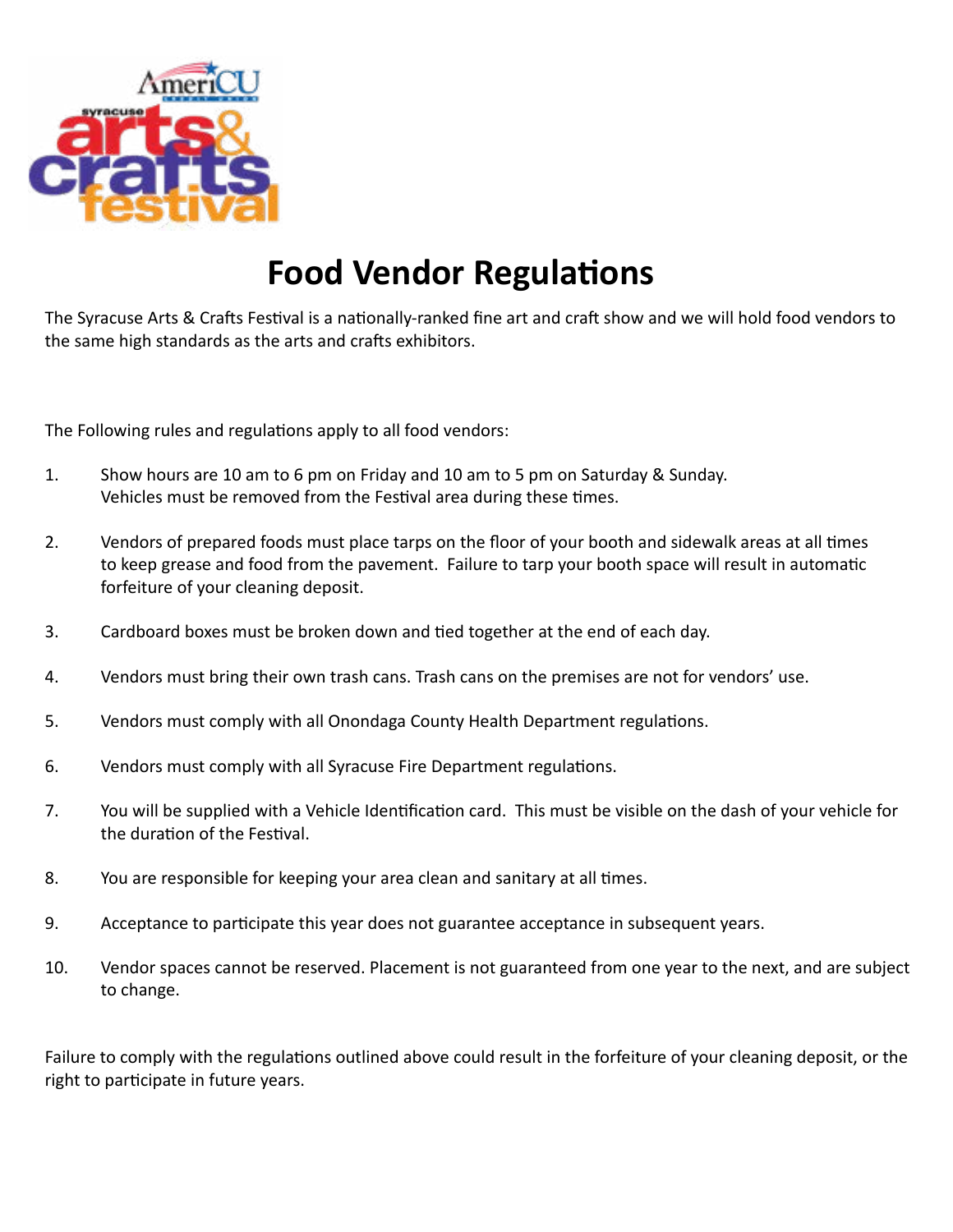# Food Vendor Regulations

The Syracuse Arts & Crafts Festival is a nationally-ranked fine art and craft show and we will hold food vendors to the same high standards as the arts and crafts exhibitors.

The Following rules and regulations apply to all food vendors:

1. Show hours are 10 am to 6 pm on Friday and 10 am to 5 pm on Saturday & Sunday. Vehicles must be removed from the Festival area during these times.

2. Vendors of prepared foods must place tarps on the floor of your booth and sidewalk areas at all times to keep grease and food from the pavement. Failure to tarp your booth space will result in automatic forfeiture of your cleaning deposit.

3. Cardboard boxes must be broken down and tied together at the end of each day.

4. Vendors must bring their own trash cans. Trash cans on the premises are not for vendors' use.

5. Vendors must comply with all Onondaga County Health Department regulations.

6. Vendors must comply with all Syracuse Fire Department regulations.

7. You will be supplied with a Vehicle Identification card. This must be visible on the dash of your vehicle for the duration of the Festival.

8. You are responsible for keeping your area clean and sanitary at all times.

9. Acceptance to participate this year does not guarantee acceptance in subsequent years.

10. Vendor spaces cannot be reserved. Placement is not guaranteed from one year to the next, and are subject to change.

Failure to comply with the regulations outlined above could result in the forfeiture of your cleaning deposit, or the right to participate in future years.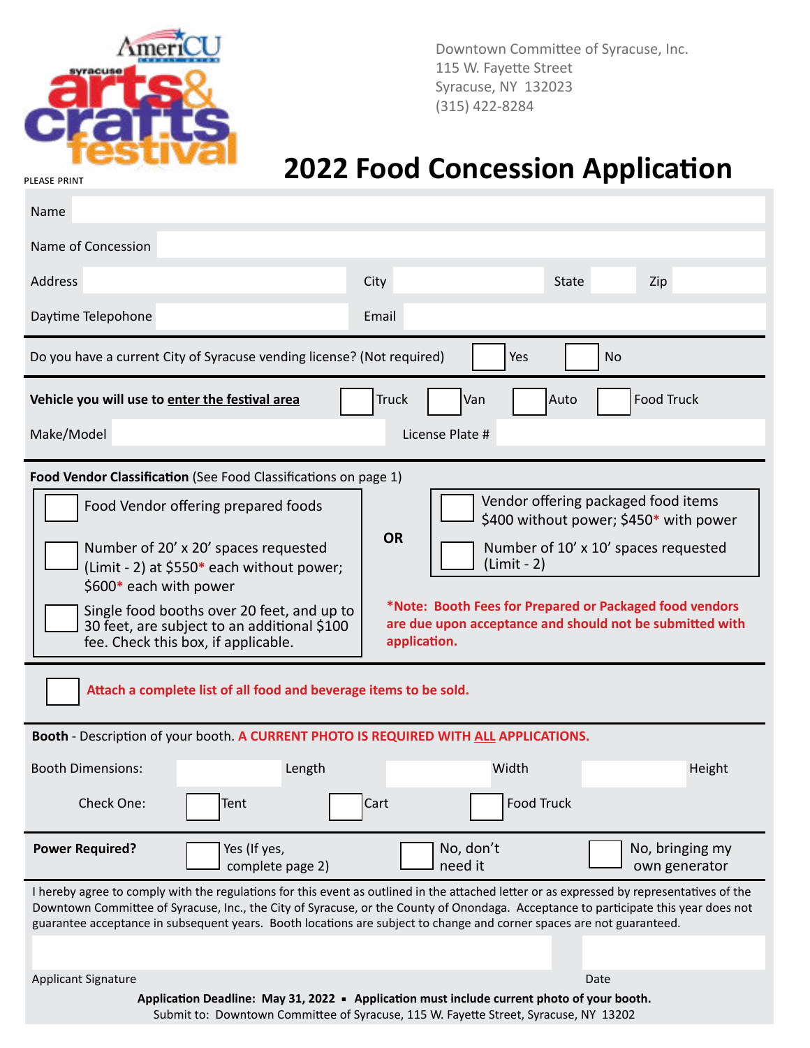AmeriCU syracuse arts & crafts festival

Downtown Committee of Syracuse, Inc.
115 W. Fayette Street
Syracuse, NY 132023
(315) 422-8284

# 2022 Food Concession Application

PLEASE PRINT

Name

Name of Concession

Address  City  State  Zip

Daytime Telepohone  Email

Do you have a current City of Syracuse vending license? (Not required)  ☐ Yes  ☐ No

**Vehicle you will use to enter the festival area**  ☐ Truck  ☐ Van  ☐ Auto  ☐ Food Truck

Make/Model  License Plate #

**Food Vendor Classification** (See Food Classifications on page 1)

☐ Food Vendor offering prepared foods

☐ Number of 20' x 20' spaces requested (Limit - 2) at $550* each without power; $600* each with power

☐ Single food booths over 20 feet, and up to 30 feet, are subject to an additional $100 fee. Check this box, if applicable.

**OR**

☐ Vendor offering packaged food items $400 without power; $450* with power

☐ Number of 10' x 10' spaces requested (Limit - 2)

***Note: Booth Fees for Prepared or Packaged food vendors are due upon acceptance and should not be submitted with application.**

☐ **Attach a complete list of all food and beverage items to be sold.**

**Booth** - Description of your booth. **A CURRENT PHOTO IS REQUIRED WITH ALL APPLICATIONS.**

Booth Dimensions:  Length  Width  Height

Check One:  ☐ Tent  ☐ Cart  ☐ Food Truck

**Power Required?**  ☐ Yes (If yes, complete page 2)  ☐ No, don't need it  ☐ No, bringing my own generator

I hereby agree to comply with the regulations for this event as outlined in the attached letter or as expressed by representatives of the Downtown Committee of Syracuse, Inc., the City of Syracuse, or the County of Onondaga. Acceptance to participate this year does not guarantee acceptance in subsequent years. Booth locations are subject to change and corner spaces are not guaranteed.

Applicant Signature  Date

**Application Deadline: May 31, 2022 ▪ Application must include current photo of your booth.**
Submit to: Downtown Committee of Syracuse, 115 W. Fayette Street, Syracuse, NY 13202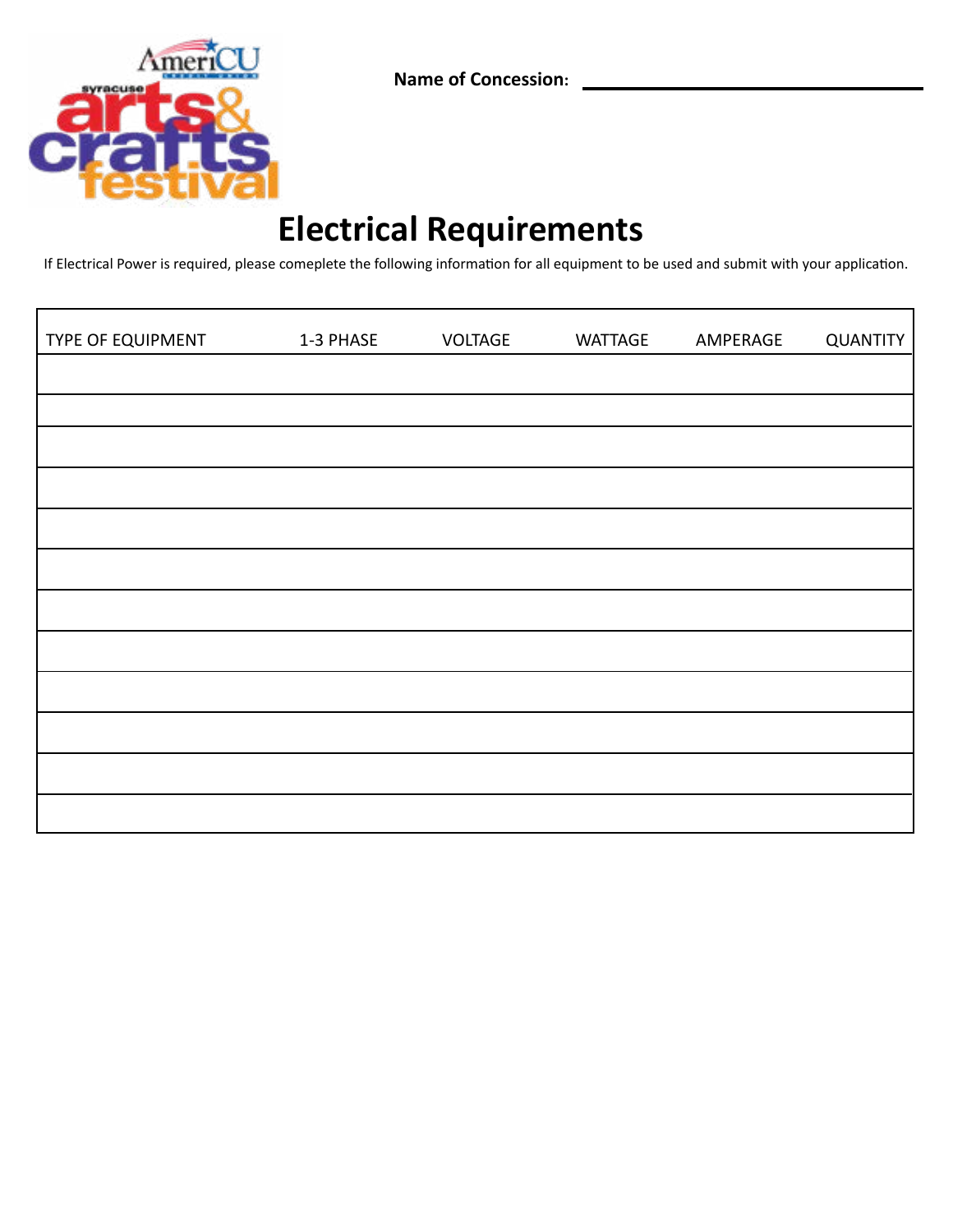**Name of Concession:** ______________________________

# Electrical Requirements

If Electrical Power is required, please comeplete the following information for all equipment to be used and submit with your application.

| TYPE OF EQUIPMENT | 1-3 PHASE | VOLTAGE | WATTAGE | AMPERAGE | QUANTITY |
|---|---|---|---|---|---|
| | | | | | |
| | | | | | |
| | | | | | |
| | | | | | |
| | | | | | |
| | | | | | |
| | | | | | |
| | | | | | |
| | | | | | |
| | | | | | |
| | | | | | |
| | | | | | |